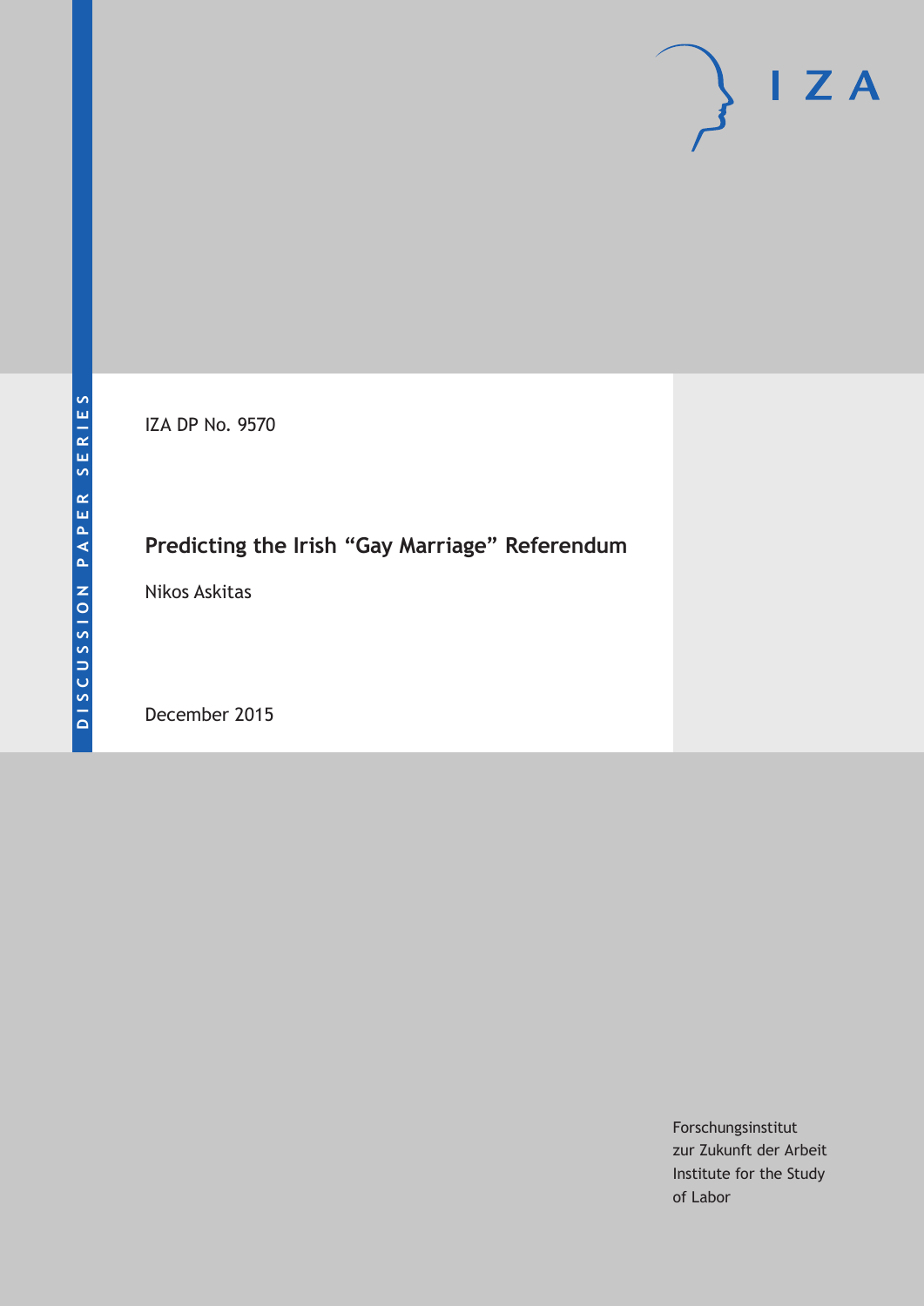IZA DP No. 9570

# Predicting the Irish "Gay Marriage" Referendum

Nikos Askitas

December 2015

Forschungsinstitut
zur Zukunft der Arbeit
Institute for the Study
of Labor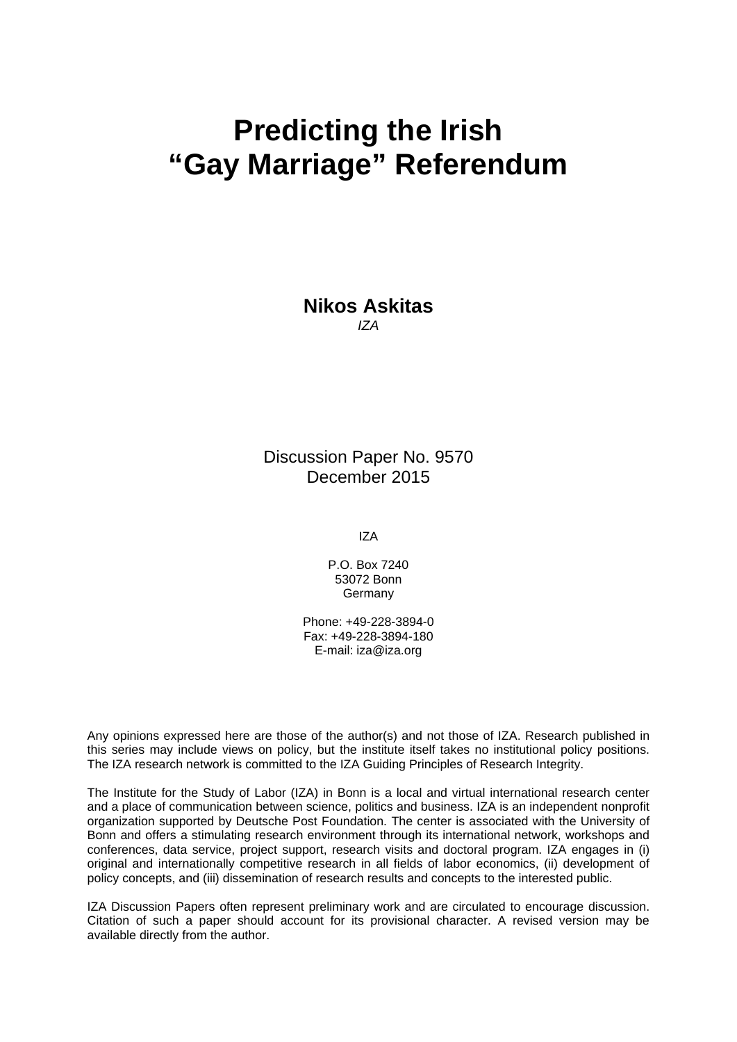# Predicting the Irish "Gay Marriage" Referendum

**Nikos Askitas**
*IZA*

Discussion Paper No. 9570
December 2015

IZA

P.O. Box 7240
53072 Bonn
Germany

Phone: +49-228-3894-0
Fax: +49-228-3894-180
E-mail: iza@iza.org

Any opinions expressed here are those of the author(s) and not those of IZA. Research published in this series may include views on policy, but the institute itself takes no institutional policy positions. The IZA research network is committed to the IZA Guiding Principles of Research Integrity.

The Institute for the Study of Labor (IZA) in Bonn is a local and virtual international research center and a place of communication between science, politics and business. IZA is an independent nonprofit organization supported by Deutsche Post Foundation. The center is associated with the University of Bonn and offers a stimulating research environment through its international network, workshops and conferences, data service, project support, research visits and doctoral program. IZA engages in (i) original and internationally competitive research in all fields of labor economics, (ii) development of policy concepts, and (iii) dissemination of research results and concepts to the interested public.

IZA Discussion Papers often represent preliminary work and are circulated to encourage discussion. Citation of such a paper should account for its provisional character. A revised version may be available directly from the author.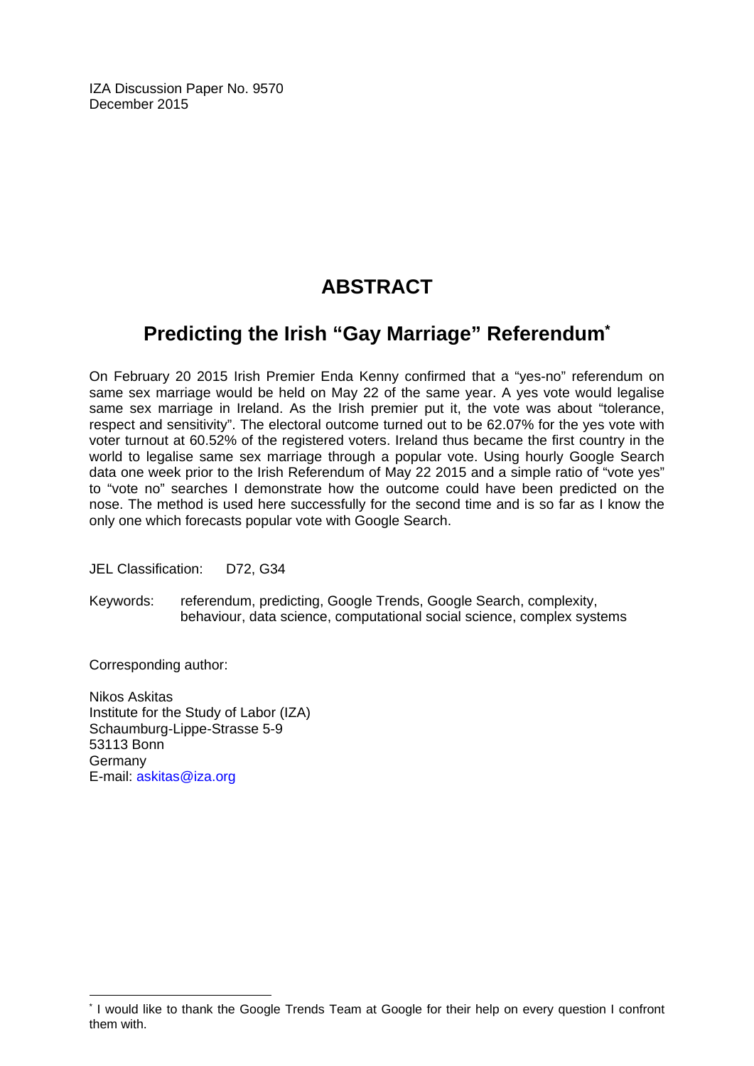IZA Discussion Paper No. 9570
December 2015

# ABSTRACT

## Predicting the Irish "Gay Marriage" Referendum*

On February 20 2015 Irish Premier Enda Kenny confirmed that a "yes-no" referendum on same sex marriage would be held on May 22 of the same year. A yes vote would legalise same sex marriage in Ireland. As the Irish premier put it, the vote was about "tolerance, respect and sensitivity". The electoral outcome turned out to be 62.07% for the yes vote with voter turnout at 60.52% of the registered voters. Ireland thus became the first country in the world to legalise same sex marriage through a popular vote. Using hourly Google Search data one week prior to the Irish Referendum of May 22 2015 and a simple ratio of "vote yes" to "vote no" searches I demonstrate how the outcome could have been predicted on the nose. The method is used here successfully for the second time and is so far as I know the only one which forecasts popular vote with Google Search.

JEL Classification: D72, G34

Keywords: referendum, predicting, Google Trends, Google Search, complexity, behaviour, data science, computational social science, complex systems

Corresponding author:

Nikos Askitas
Institute for the Study of Labor (IZA)
Schaumburg-Lippe-Strasse 5-9
53113 Bonn
Germany
E-mail: askitas@iza.org

* I would like to thank the Google Trends Team at Google for their help on every question I confront them with.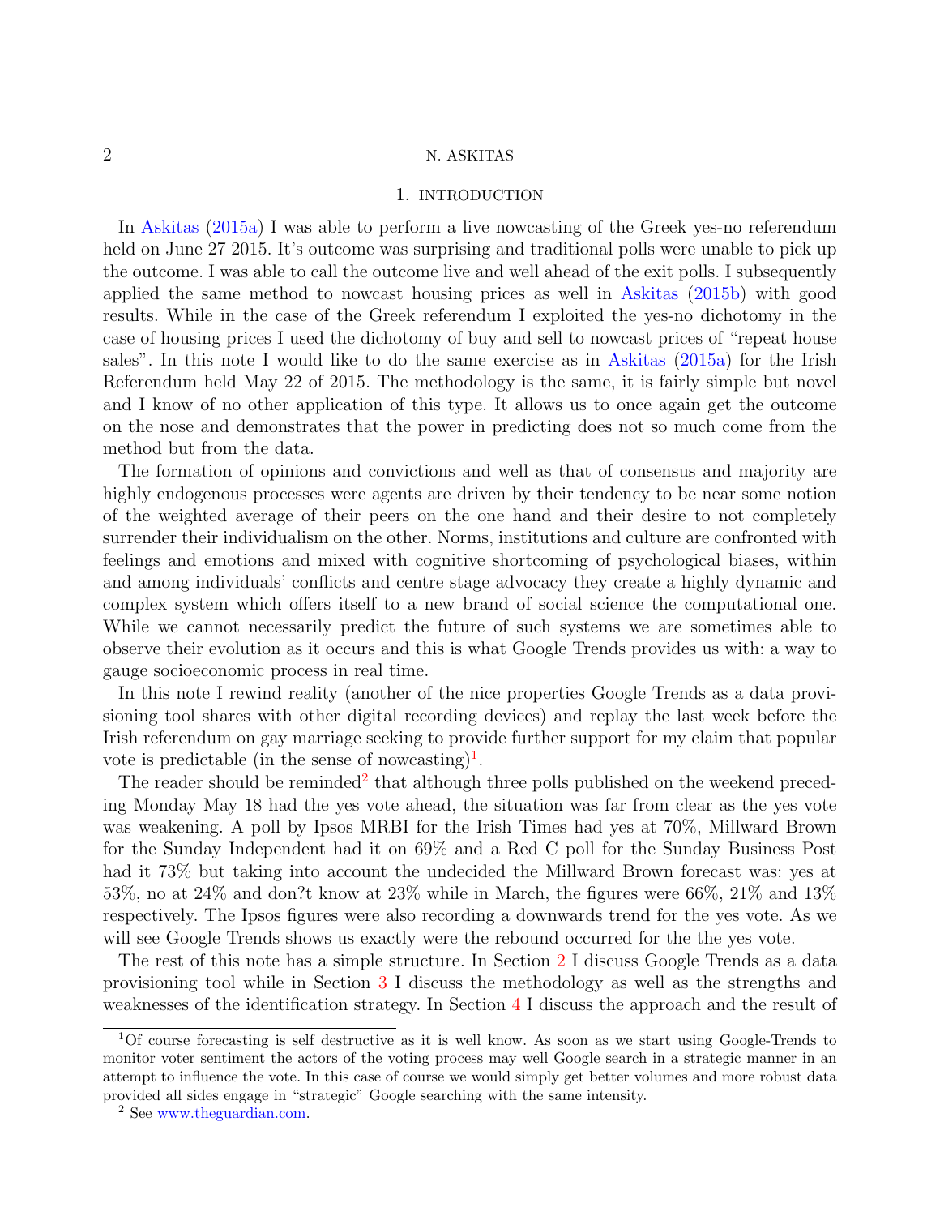## 1. Introduction

In Askitas (2015a) I was able to perform a live nowcasting of the Greek yes-no referendum held on June 27 2015. It's outcome was surprising and traditional polls were unable to pick up the outcome. I was able to call the outcome live and well ahead of the exit polls. I subsequently applied the same method to nowcast housing prices as well in Askitas (2015b) with good results. While in the case of the Greek referendum I exploited the yes-no dichotomy in the case of housing prices I used the dichotomy of buy and sell to nowcast prices of "repeat house sales". In this note I would like to do the same exercise as in Askitas (2015a) for the Irish Referendum held May 22 of 2015. The methodology is the same, it is fairly simple but novel and I know of no other application of this type. It allows us to once again get the outcome on the nose and demonstrates that the power in predicting does not so much come from the method but from the data.

The formation of opinions and convictions and well as that of consensus and majority are highly endogenous processes were agents are driven by their tendency to be near some notion of the weighted average of their peers on the one hand and their desire to not completely surrender their individualism on the other. Norms, institutions and culture are confronted with feelings and emotions and mixed with cognitive shortcoming of psychological biases, within and among individuals' conflicts and centre stage advocacy they create a highly dynamic and complex system which offers itself to a new brand of social science the computational one. While we cannot necessarily predict the future of such systems we are sometimes able to observe their evolution as it occurs and this is what Google Trends provides us with: a way to gauge socioeconomic process in real time.

In this note I rewind reality (another of the nice properties Google Trends as a data provisioning tool shares with other digital recording devices) and replay the last week before the Irish referendum on gay marriage seeking to provide further support for my claim that popular vote is predictable (in the sense of nowcasting)[1].

The reader should be reminded[2] that although three polls published on the weekend preceding Monday May 18 had the yes vote ahead, the situation was far from clear as the yes vote was weakening. A poll by Ipsos MRBI for the Irish Times had yes at 70%, Millward Brown for the Sunday Independent had it on 69% and a Red C poll for the Sunday Business Post had it 73% but taking into account the undecided the Millward Brown forecast was: yes at 53%, no at 24% and don?t know at 23% while in March, the figures were 66%, 21% and 13% respectively. The Ipsos figures were also recording a downwards trend for the yes vote. As we will see Google Trends shows us exactly were the rebound occurred for the the yes vote.

The rest of this note has a simple structure. In Section 2 I discuss Google Trends as a data provisioning tool while in Section 3 I discuss the methodology as well as the strengths and weaknesses of the identification strategy. In Section 4 I discuss the approach and the result of

---

[1] Of course forecasting is self destructive as it is well know. As soon as we start using Google-Trends to monitor voter sentiment the actors of the voting process may well Google search in a strategic manner in an attempt to influence the vote. In this case of course we would simply get better volumes and more robust data provided all sides engage in "strategic" Google searching with the same intensity.

[2] See www.theguardian.com.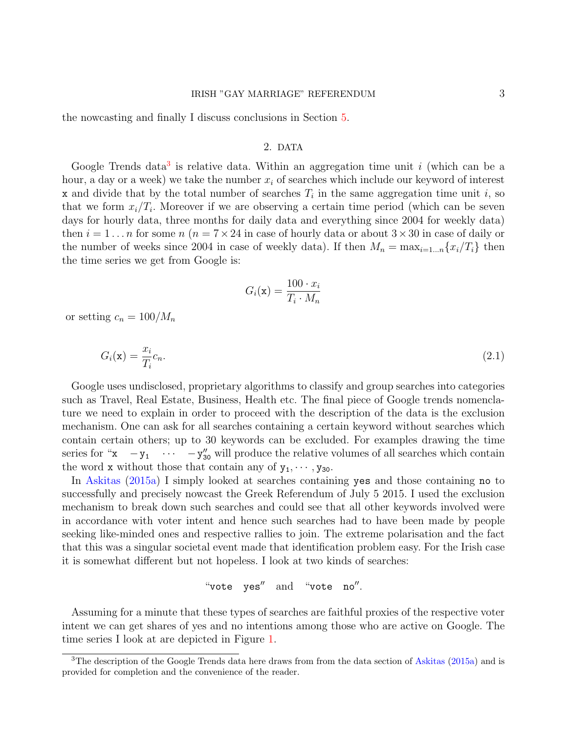the nowcasting and finally I discuss conclusions in Section 5.

## 2. DATA

Google Trends data[3] is relative data. Within an aggregation time unit $i$ (which can be a hour, a day or a week) we take the number $x_i$ of searches which include our keyword of interest $\mathtt{x}$ and divide that by the total number of searches $T_i$ in the same aggregation time unit $i$, so that we form $x_i/T_i$. Moreover if we are observing a certain time period (which can be seven days for hourly data, three months for daily data and everything since 2004 for weekly data) then $i = 1 \ldots n$ for some $n$ ($n = 7 \times 24$ in case of hourly data or about $3 \times 30$ in case of daily or the number of weeks since 2004 in case of weekly data). If then $M_n = \max_{i=1\ldots n}\{x_i/T_i\}$ then the time series we get from Google is:

$$G_i(\mathtt{x}) = \frac{100 \cdot x_i}{T_i \cdot M_n}$$

or setting $c_n = 100/M_n$

$$G_i(\mathtt{x}) = \frac{x_i}{T_i} c_n. \tag{2.1}$$

Google uses undisclosed, proprietary algorithms to classify and group searches into categories such as Travel, Real Estate, Business, Health etc. The final piece of Google trends nomenclature we need to explain in order to proceed with the description of the data is the exclusion mechanism. One can ask for all searches containing a certain keyword without searches which contain certain others; up to 30 keywords can be excluded. For examples drawing the time series for "$\mathtt{x} \quad -\mathtt{y}_1 \quad \cdots \quad -\mathtt{y}_{30}$" will produce the relative volumes of all searches which contain the word $\mathtt{x}$ without those that contain any of $\mathtt{y}_1, \cdots, \mathtt{y}_{30}$.

In Askitas (2015a) I simply looked at searches containing `yes` and those containing `no` to successfully and precisely nowcast the Greek Referendum of July 5 2015. I used the exclusion mechanism to break down such searches and could see that all other keywords involved were in accordance with voter intent and hence such searches had to have been made by people seeking like-minded ones and respective rallies to join. The extreme polarisation and the fact that this was a singular societal event made that identification problem easy. For the Irish case it is somewhat different but not hopeless. I look at two kinds of searches:

"`vote yes`" and "`vote no`".

Assuming for a minute that these types of searches are faithful proxies of the respective voter intent we can get shares of yes and no intentions among those who are active on Google. The time series I look at are depicted in Figure 1.

[3] The description of the Google Trends data here draws from from the data section of Askitas (2015a) and is provided for completion and the convenience of the reader.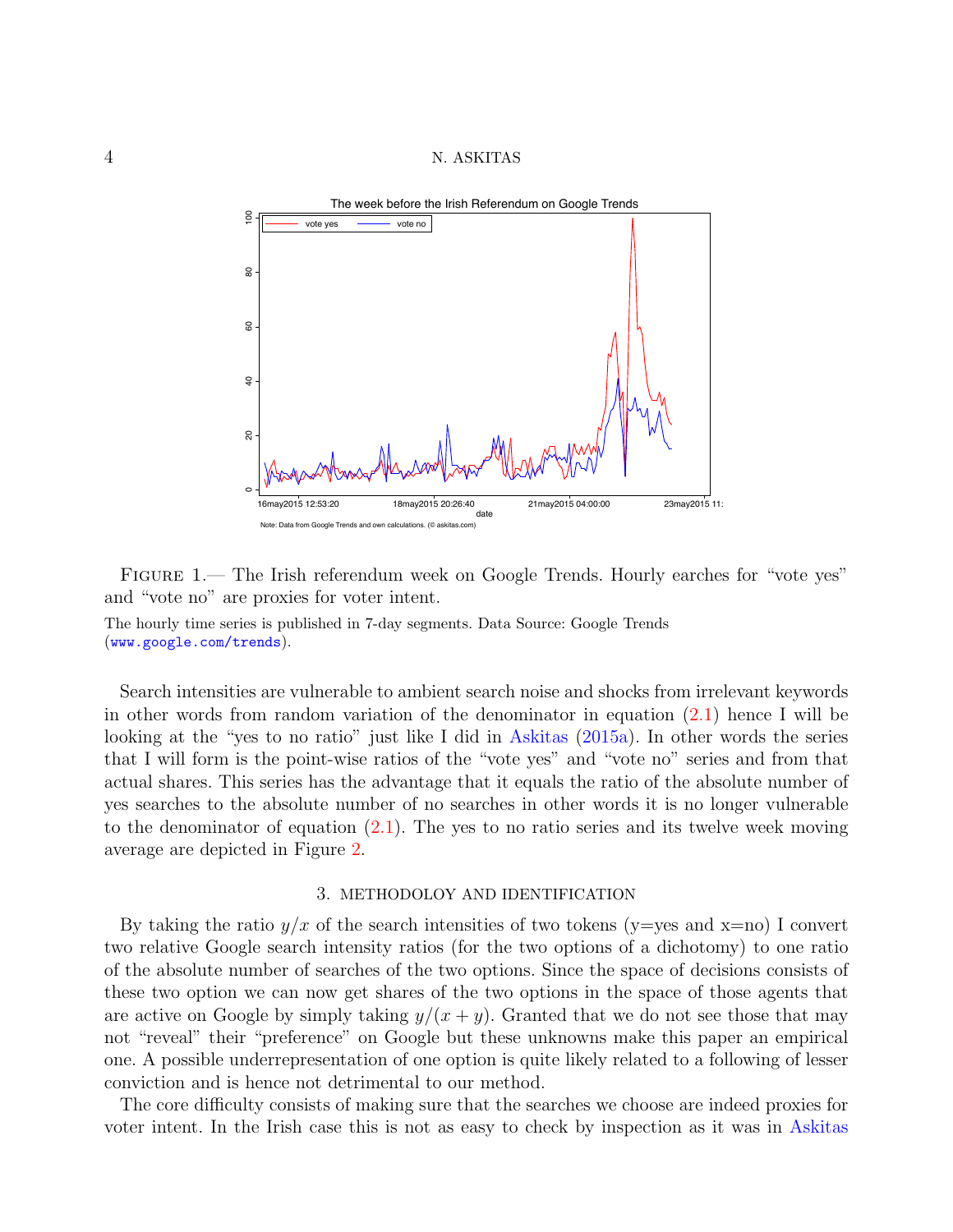FIGURE 1.— The Irish referendum week on Google Trends. Hourly earches for "vote yes" and "vote no" are proxies for voter intent.

The hourly time series is published in 7-day segments. Data Source: Google Trends (www.google.com/trends).

Search intensities are vulnerable to ambient search noise and shocks from irrelevant keywords in other words from random variation of the denominator in equation (2.1) hence I will be looking at the "yes to no ratio" just like I did in Askitas (2015a). In other words the series that I will form is the point-wise ratios of the "vote yes" and "vote no" series and from that actual shares. This series has the advantage that it equals the ratio of the absolute number of yes searches to the absolute number of no searches in other words it is no longer vulnerable to the denominator of equation (2.1). The yes to no ratio series and its twelve week moving average are depicted in Figure 2.

## 3. METHODOLOY AND IDENTIFICATION

By taking the ratio $y/x$ of the search intensities of two tokens (y=yes and x=no) I convert two relative Google search intensity ratios (for the two options of a dichotomy) to one ratio of the absolute number of searches of the two options. Since the space of decisions consists of these two option we can now get shares of the two options in the space of those agents that are active on Google by simply taking $y/(x + y)$. Granted that we do not see those that may not "reveal" their "preference" on Google but these unknowns make this paper an empirical one. A possible underrepresentation of one option is quite likely related to a following of lesser conviction and is hence not detrimental to our method.

The core difficulty consists of making sure that the searches we choose are indeed proxies for voter intent. In the Irish case this is not as easy to check by inspection as it was in Askitas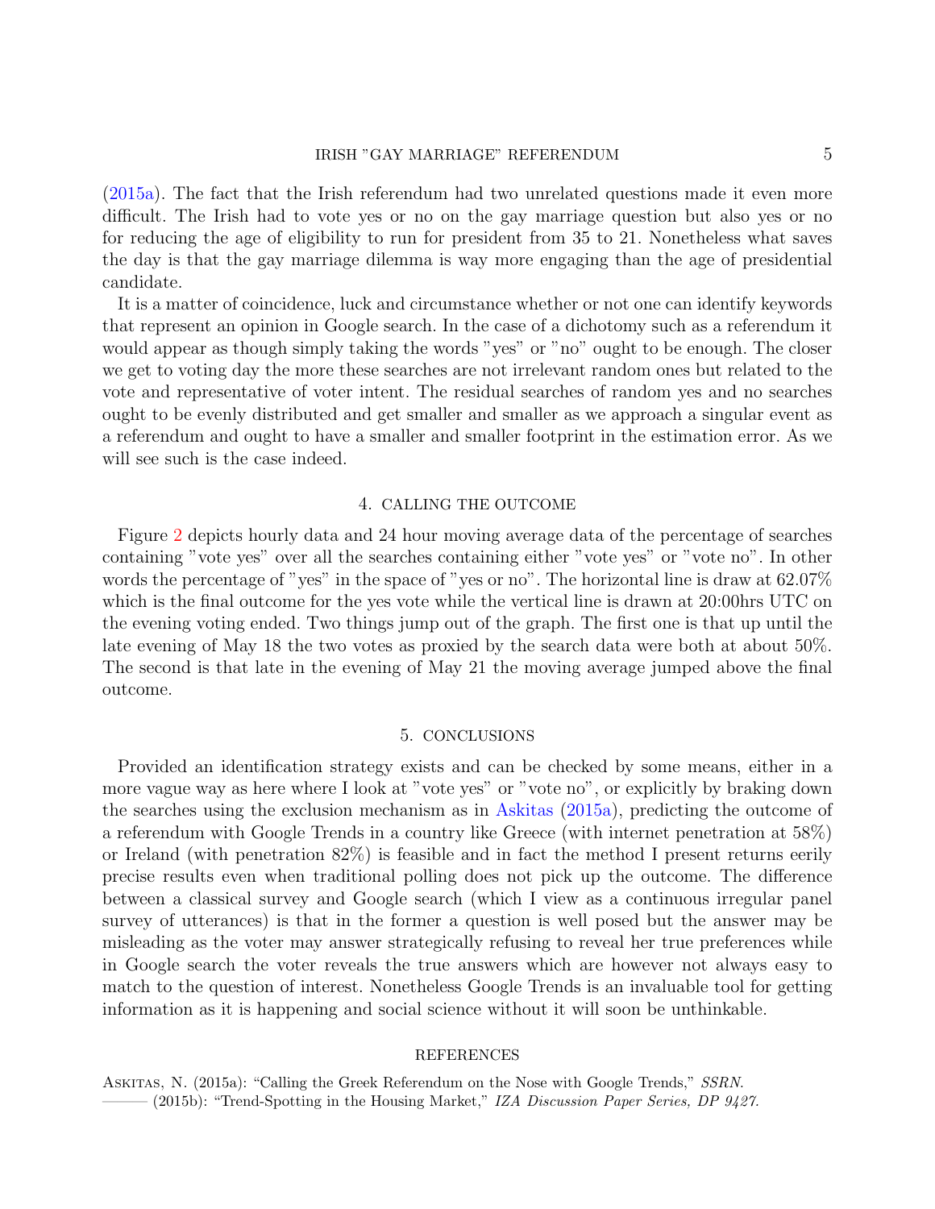(2015a). The fact that the Irish referendum had two unrelated questions made it even more difficult. The Irish had to vote yes or no on the gay marriage question but also yes or no for reducing the age of eligibility to run for president from 35 to 21. Nonetheless what saves the day is that the gay marriage dilemma is way more engaging than the age of presidential candidate.

It is a matter of coincidence, luck and circumstance whether or not one can identify keywords that represent an opinion in Google search. In the case of a dichotomy such as a referendum it would appear as though simply taking the words "yes" or "no" ought to be enough. The closer we get to voting day the more these searches are not irrelevant random ones but related to the vote and representative of voter intent. The residual searches of random yes and no searches ought to be evenly distributed and get smaller and smaller as we approach a singular event as a referendum and ought to have a smaller and smaller footprint in the estimation error. As we will see such is the case indeed.

## 4. Calling the Outcome

Figure 2 depicts hourly data and 24 hour moving average data of the percentage of searches containing "vote yes" over all the searches containing either "vote yes" or "vote no". In other words the percentage of "yes" in the space of "yes or no". The horizontal line is draw at 62.07% which is the final outcome for the yes vote while the vertical line is drawn at 20:00hrs UTC on the evening voting ended. Two things jump out of the graph. The first one is that up until the late evening of May 18 the two votes as proxied by the search data were both at about 50%. The second is that late in the evening of May 21 the moving average jumped above the final outcome.

## 5. Conclusions

Provided an identification strategy exists and can be checked by some means, either in a more vague way as here where I look at "vote yes" or "vote no", or explicitly by braking down the searches using the exclusion mechanism as in Askitas (2015a), predicting the outcome of a referendum with Google Trends in a country like Greece (with internet penetration at 58%) or Ireland (with penetration 82%) is feasible and in fact the method I present returns eerily precise results even when traditional polling does not pick up the outcome. The difference between a classical survey and Google search (which I view as a continuous irregular panel survey of utterances) is that in the former a question is well posed but the answer may be misleading as the voter may answer strategically refusing to reveal her true preferences while in Google search the voter reveals the true answers which are however not always easy to match to the question of interest. Nonetheless Google Trends is an invaluable tool for getting information as it is happening and social science without it will soon be unthinkable.

## References

Askitas, N. (2015a): "Calling the Greek Referendum on the Nose with Google Trends," *SSRN.*

——— (2015b): "Trend-Spotting in the Housing Market," *IZA Discussion Paper Series, DP 9427.*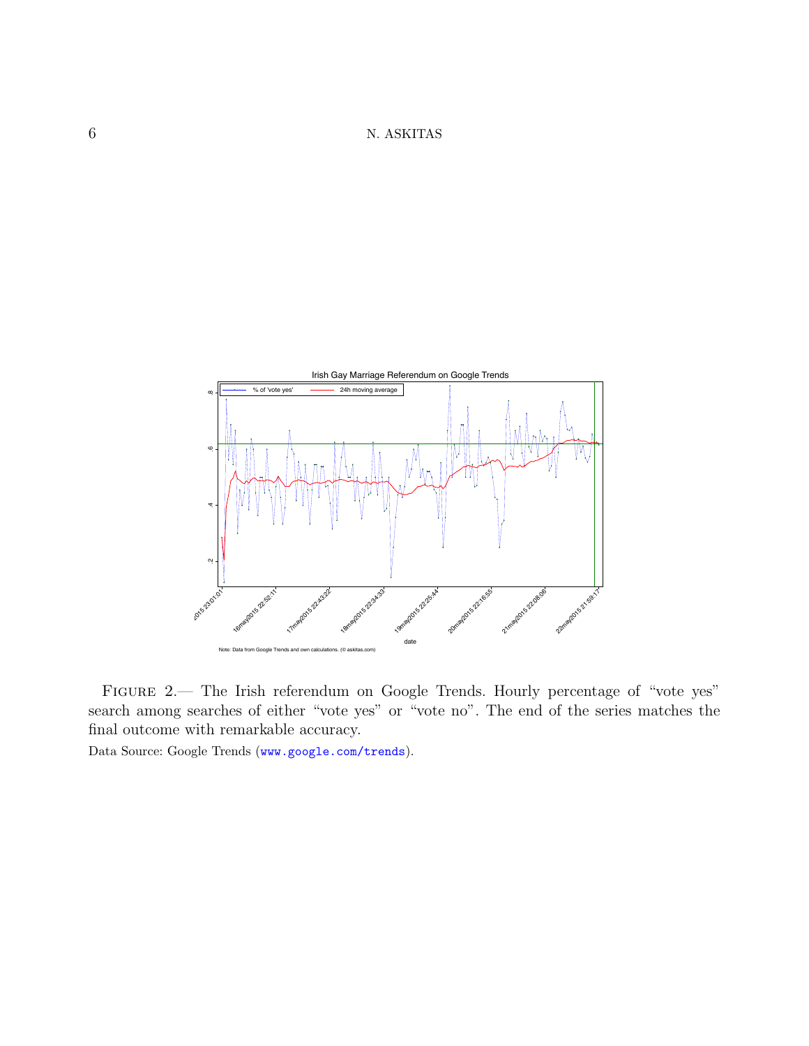Irish Gay Marriage Referendum on Google Trends

% of 'vote yes'

24h moving average

.8

.6

.4

.2

2015 23:01:01

16may2015 22:52:11

17may2015 22:43:22

18may2015 22:34:33

19may2015 22:25:44

20may2015 22:16:55

21may2015 22:08:06

22may2015 21:59:17

date

Note: Data from Google Trends and own calculations. (© askitas.com)

FIGURE 2.— The Irish referendum on Google Trends. Hourly percentage of "vote yes" search among searches of either "vote yes" or "vote no". The end of the series matches the final outcome with remarkable accuracy.

Data Source: Google Trends (www.google.com/trends).